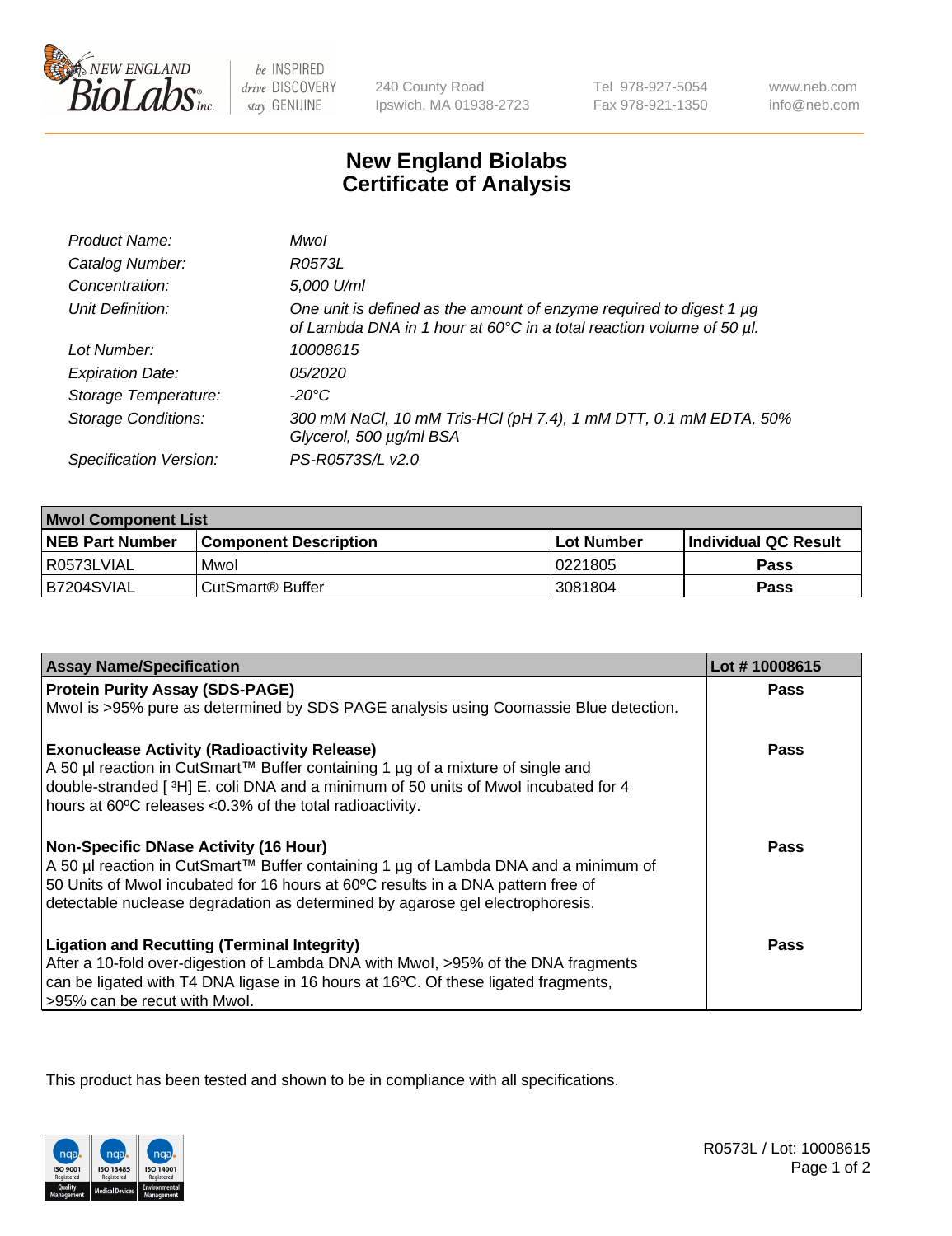# New England Biolabs Certificate of Analysis

| | |
|---|---|
| *Product Name:* | *MwoI* |
| *Catalog Number:* | *R0573L* |
| *Concentration:* | *5,000 U/ml* |
| *Unit Definition:* | *One unit is defined as the amount of enzyme required to digest 1 µg of Lambda DNA in 1 hour at 60°C in a total reaction volume of 50 µl.* |
| *Lot Number:* | *10008615* |
| *Expiration Date:* | *05/2020* |
| *Storage Temperature:* | *-20°C* |
| *Storage Conditions:* | *300 mM NaCl, 10 mM Tris-HCl (pH 7.4), 1 mM DTT, 0.1 mM EDTA, 50% Glycerol, 500 µg/ml BSA* |
| *Specification Version:* | *PS-R0573S/L v2.0* |

| MwoI Component List | | | |
|---|---|---|---|
| **NEB Part Number** | **Component Description** | **Lot Number** | **Individual QC Result** |
| R0573LVIAL | MwoI | 0221805 | **Pass** |
| B7204SVIAL | CutSmart® Buffer | 3081804 | **Pass** |

| Assay Name/Specification | Lot # 10008615 |
|---|---|
| **Protein Purity Assay (SDS-PAGE)**<br>MwoI is >95% pure as determined by SDS PAGE analysis using Coomassie Blue detection. | **Pass** |
| **Exonuclease Activity (Radioactivity Release)**<br>A 50 µl reaction in CutSmart™ Buffer containing 1 µg of a mixture of single and double-stranded [ $^{3}$H] E. coli DNA and a minimum of 50 units of MwoI incubated for 4 hours at 60ºC releases <0.3% of the total radioactivity. | **Pass** |
| **Non-Specific DNase Activity (16 Hour)**<br>A 50 µl reaction in CutSmart™ Buffer containing 1 µg of Lambda DNA and a minimum of 50 Units of MwoI incubated for 16 hours at 60ºC results in a DNA pattern free of detectable nuclease degradation as determined by agarose gel electrophoresis. | **Pass** |
| **Ligation and Recutting (Terminal Integrity)**<br>After a 10-fold over-digestion of Lambda DNA with MwoI, >95% of the DNA fragments can be ligated with T4 DNA ligase in 16 hours at 16ºC. Of these ligated fragments, >95% can be recut with MwoI. | **Pass** |

This product has been tested and shown to be in compliance with all specifications.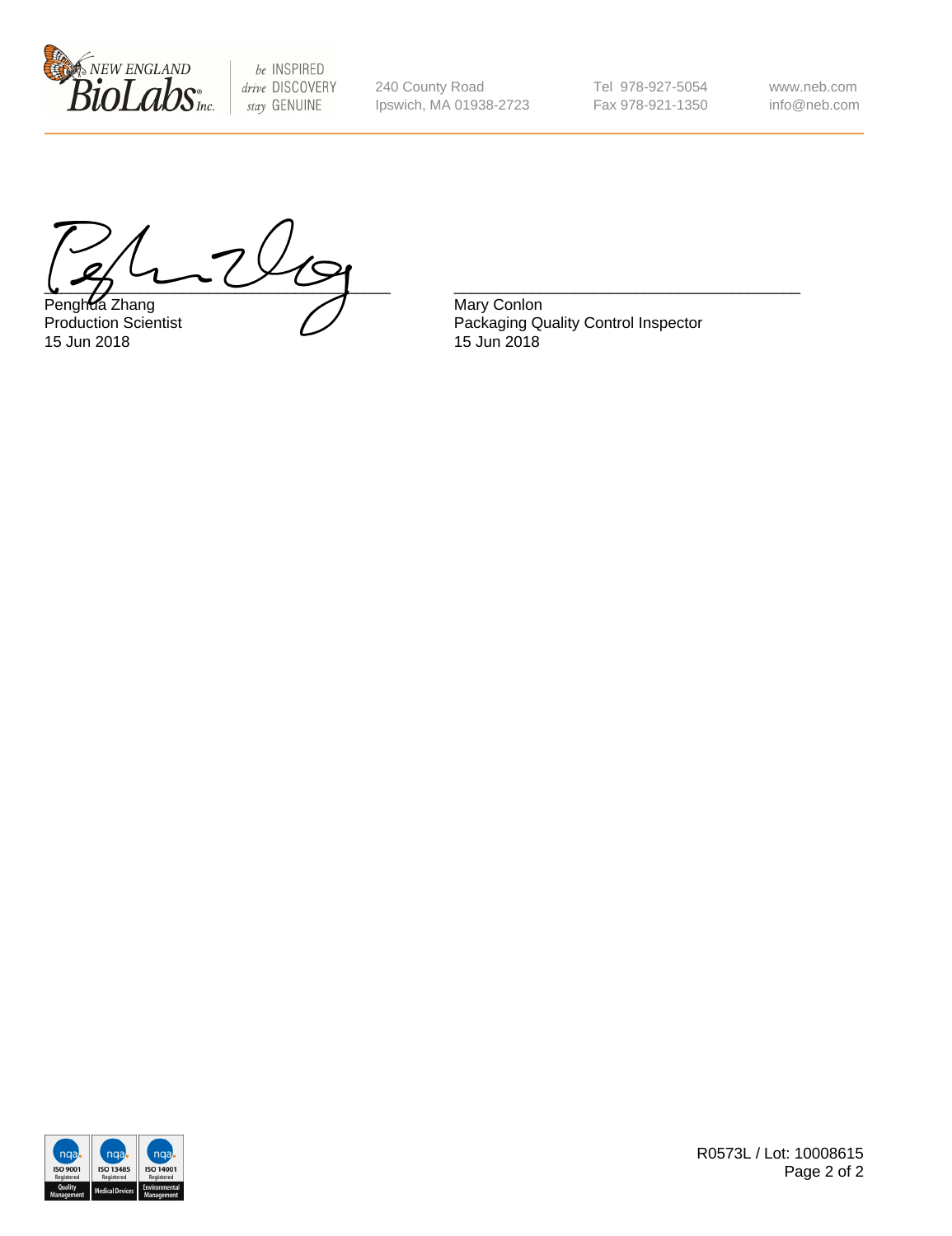Penghua Zhang
Production Scientist
15 Jun 2018

Mary Conlon
Packaging Quality Control Inspector
15 Jun 2018

R0573L / Lot: 10008615